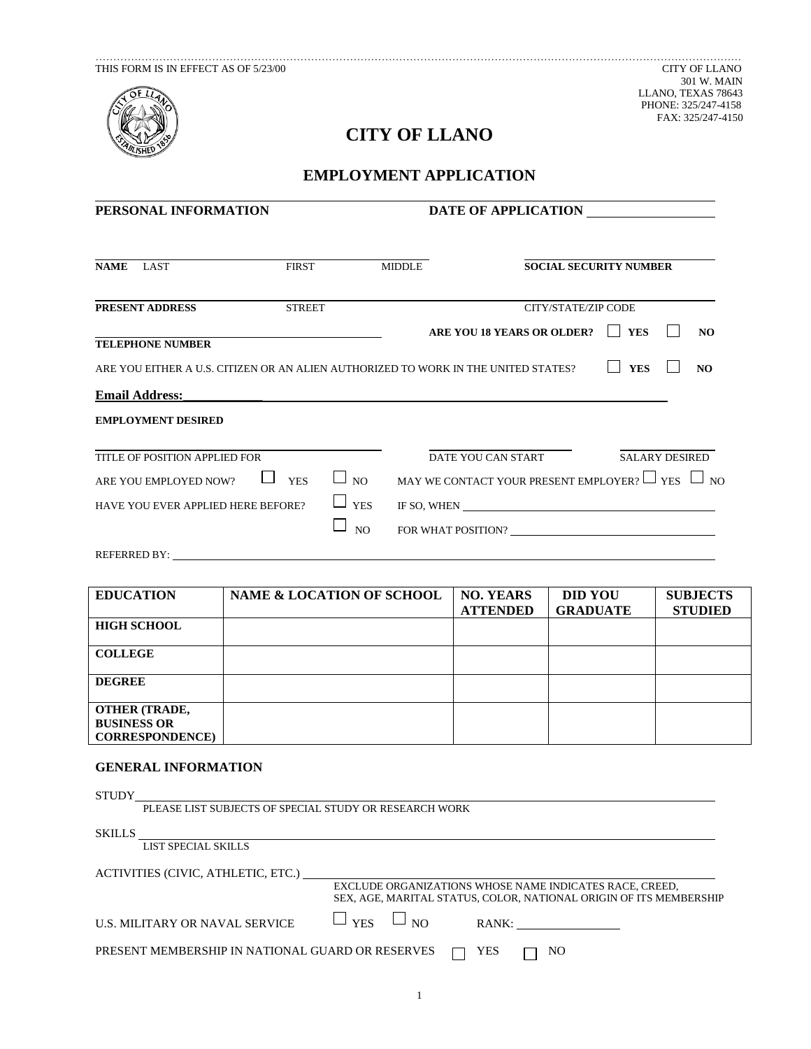THIS FORM IS IN EFFECT AS OF 5/23/00

CITY OF LLANO
301 W. MAIN
LLANO, TEXAS 78643
PHONE: 325/247-4158
FAX: 325/247-4150

# CITY OF LLANO

## EMPLOYMENT APPLICATION

**PERSONAL INFORMATION** **DATE OF APPLICATION** ____________________

**NAME** LAST ________ FIRST ________ MIDDLE ________ **SOCIAL SECURITY NUMBER** ________

**PRESENT ADDRESS** STREET ________ CITY/STATE/ZIP CODE ________

**TELEPHONE NUMBER** ________ **ARE YOU 18 YEARS OR OLDER?** ☐ **YES** ☐ **NO**

ARE YOU EITHER A U.S. CITIZEN OR AN ALIEN AUTHORIZED TO WORK IN THE UNITED STATES? ☐ **YES** ☐ **NO**

**Email Address:** ____________

**EMPLOYMENT DESIRED**

TITLE OF POSITION APPLIED FOR ________ DATE YOU CAN START ________ SALARY DESIRED ________

ARE YOU EMPLOYED NOW? ☐ YES ☐ NO MAY WE CONTACT YOUR PRESENT EMPLOYER? ☐ YES ☐ NO

HAVE YOU EVER APPLIED HERE BEFORE? ☐ YES IF SO, WHEN ________

☐ NO FOR WHAT POSITION? ________

REFERRED BY: ________

| EDUCATION | NAME & LOCATION OF SCHOOL | NO. YEARS ATTENDED | DID YOU GRADUATE | SUBJECTS STUDIED |
|---|---|---|---|---|
| HIGH SCHOOL | | | | |
| COLLEGE | | | | |
| DEGREE | | | | |
| OTHER (TRADE, BUSINESS OR CORRESPONDENCE) | | | | |

### GENERAL INFORMATION

STUDY ________
PLEASE LIST SUBJECTS OF SPECIAL STUDY OR RESEARCH WORK

SKILLS ________
LIST SPECIAL SKILLS

ACTIVITIES (CIVIC, ATHLETIC, ETC.) ________
EXCLUDE ORGANIZATIONS WHOSE NAME INDICATES RACE, CREED, SEX, AGE, MARITAL STATUS, COLOR, NATIONAL ORIGIN OF ITS MEMBERSHIP

U.S. MILITARY OR NAVAL SERVICE ☐ YES ☐ NO RANK: ________

PRESENT MEMBERSHIP IN NATIONAL GUARD OR RESERVES ☐ YES ☐ NO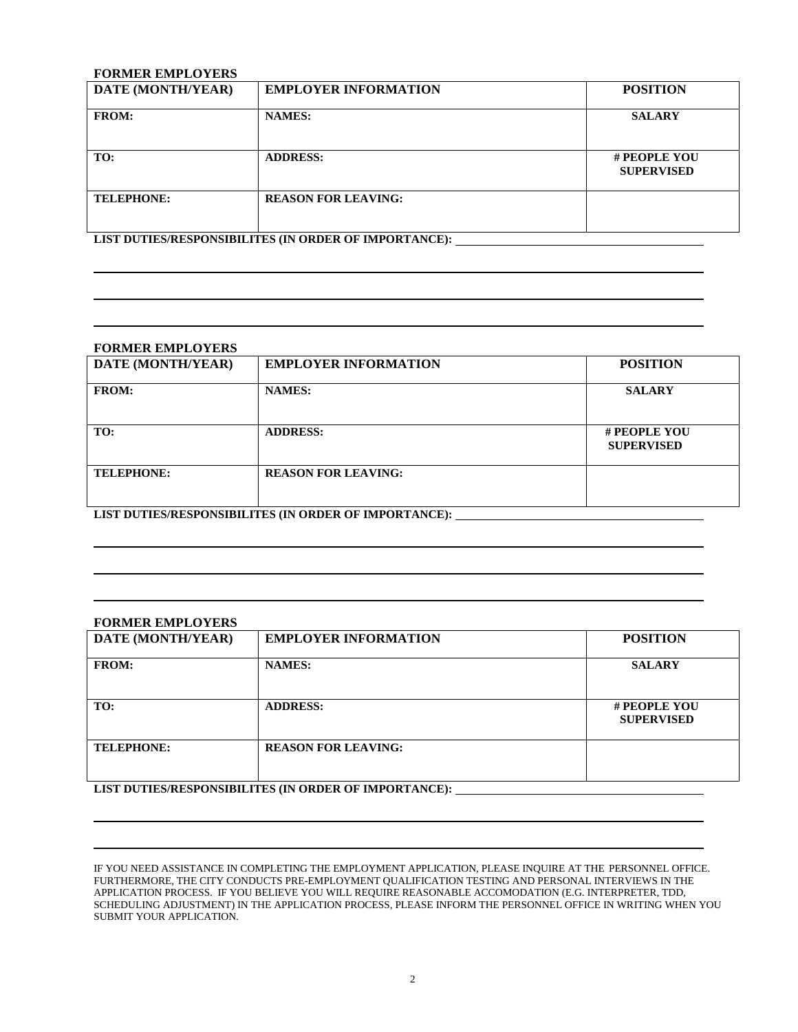**FORMER EMPLOYERS**

| DATE (MONTH/YEAR) | EMPLOYER INFORMATION | POSITION |
|---|---|---|
| FROM: | NAMES: | SALARY |
| TO: | ADDRESS: | # PEOPLE YOU SUPERVISED |
| TELEPHONE: | REASON FOR LEAVING: | |

**LIST DUTIES/RESPONSIBILITES (IN ORDER OF IMPORTANCE):** ______________________________

______________________________________________________________________________

______________________________________________________________________________

______________________________________________________________________________

**FORMER EMPLOYERS**

| DATE (MONTH/YEAR) | EMPLOYER INFORMATION | POSITION |
|---|---|---|
| FROM: | NAMES: | SALARY |
| TO: | ADDRESS: | # PEOPLE YOU SUPERVISED |
| TELEPHONE: | REASON FOR LEAVING: | |

**LIST DUTIES/RESPONSIBILITES (IN ORDER OF IMPORTANCE):** ______________________________

______________________________________________________________________________

______________________________________________________________________________

______________________________________________________________________________

**FORMER EMPLOYERS**

| DATE (MONTH/YEAR) | EMPLOYER INFORMATION | POSITION |
|---|---|---|
| FROM: | NAMES: | SALARY |
| TO: | ADDRESS: | # PEOPLE YOU SUPERVISED |
| TELEPHONE: | REASON FOR LEAVING: | |

**LIST DUTIES/RESPONSIBILITES (IN ORDER OF IMPORTANCE):** ______________________________

______________________________________________________________________________

______________________________________________________________________________

IF YOU NEED ASSISTANCE IN COMPLETING THE EMPLOYMENT APPLICATION, PLEASE INQUIRE AT THE PERSONNEL OFFICE. FURTHERMORE, THE CITY CONDUCTS PRE-EMPLOYMENT QUALIFICATION TESTING AND PERSONAL INTERVIEWS IN THE APPLICATION PROCESS. IF YOU BELIEVE YOU WILL REQUIRE REASONABLE ACCOMODATION (E.G. INTERPRETER, TDD, SCHEDULING ADJUSTMENT) IN THE APPLICATION PROCESS, PLEASE INFORM THE PERSONNEL OFFICE IN WRITING WHEN YOU SUBMIT YOUR APPLICATION.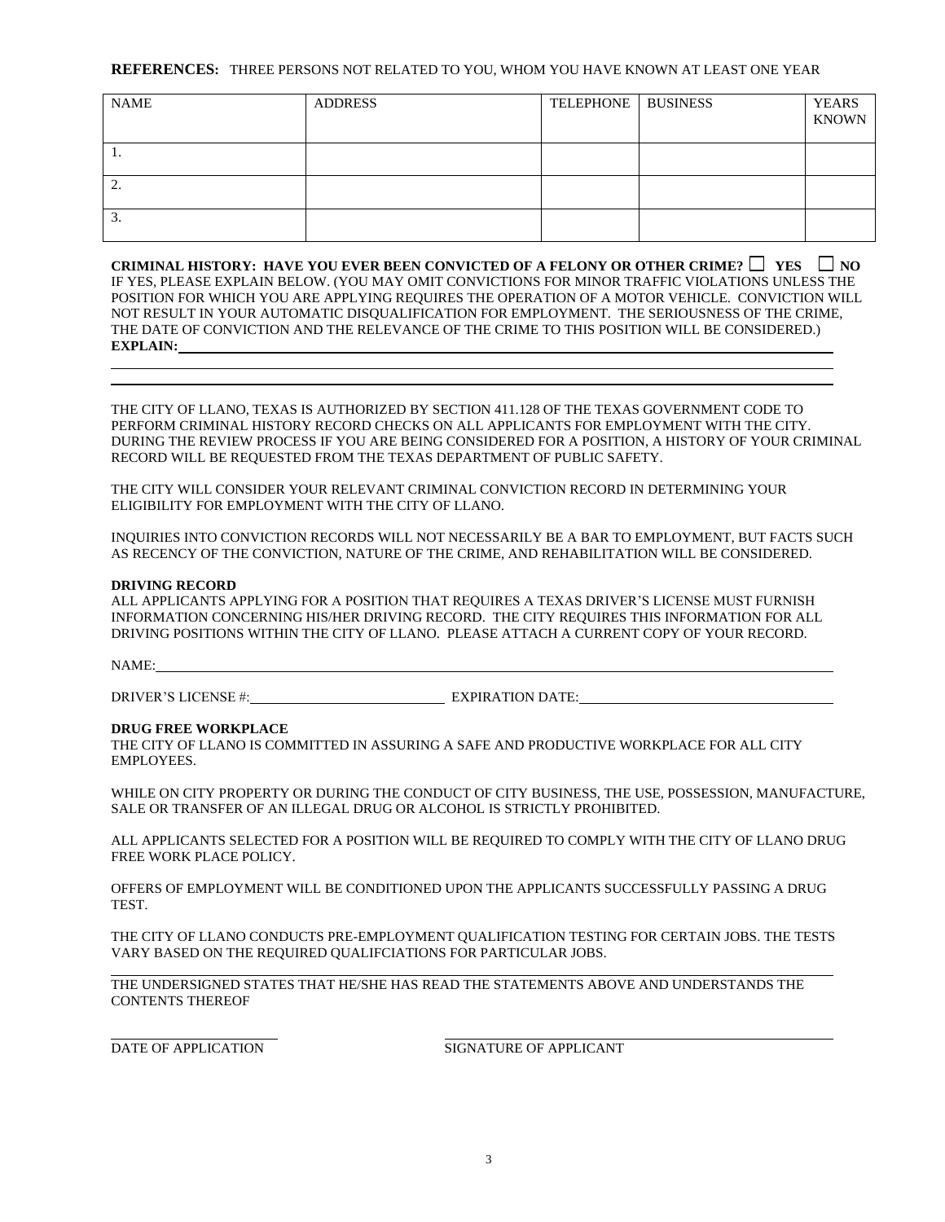**REFERENCES:** THREE PERSONS NOT RELATED TO YOU, WHOM YOU HAVE KNOWN AT LEAST ONE YEAR

| NAME | ADDRESS | TELEPHONE | BUSINESS | YEARS KNOWN |
|---|---|---|---|---|
| 1. | | | | |
| 2. | | | | |
| 3. | | | | |

**CRIMINAL HISTORY: HAVE YOU EVER BEEN CONVICTED OF A FELONY OR OTHER CRIME? ☐ YES ☐ NO**
IF YES, PLEASE EXPLAIN BELOW. (YOU MAY OMIT CONVICTIONS FOR MINOR TRAFFIC VIOLATIONS UNLESS THE POSITION FOR WHICH YOU ARE APPLYING REQUIRES THE OPERATION OF A MOTOR VEHICLE. CONVICTION WILL NOT RESULT IN YOUR AUTOMATIC DISQUALIFICATION FOR EMPLOYMENT. THE SERIOUSNESS OF THE CRIME, THE DATE OF CONVICTION AND THE RELEVANCE OF THE CRIME TO THIS POSITION WILL BE CONSIDERED.)
**EXPLAIN:** ______________________________________________

______________________________________________

______________________________________________

THE CITY OF LLANO, TEXAS IS AUTHORIZED BY SECTION 411.128 OF THE TEXAS GOVERNMENT CODE TO PERFORM CRIMINAL HISTORY RECORD CHECKS ON ALL APPLICANTS FOR EMPLOYMENT WITH THE CITY. DURING THE REVIEW PROCESS IF YOU ARE BEING CONSIDERED FOR A POSITION, A HISTORY OF YOUR CRIMINAL RECORD WILL BE REQUESTED FROM THE TEXAS DEPARTMENT OF PUBLIC SAFETY.

THE CITY WILL CONSIDER YOUR RELEVANT CRIMINAL CONVICTION RECORD IN DETERMINING YOUR ELIGIBILITY FOR EMPLOYMENT WITH THE CITY OF LLANO.

INQUIRIES INTO CONVICTION RECORDS WILL NOT NECESSARILY BE A BAR TO EMPLOYMENT, BUT FACTS SUCH AS RECENCY OF THE CONVICTION, NATURE OF THE CRIME, AND REHABILITATION WILL BE CONSIDERED.

**DRIVING RECORD**
ALL APPLICANTS APPLYING FOR A POSITION THAT REQUIRES A TEXAS DRIVER'S LICENSE MUST FURNISH INFORMATION CONCERNING HIS/HER DRIVING RECORD. THE CITY REQUIRES THIS INFORMATION FOR ALL DRIVING POSITIONS WITHIN THE CITY OF LLANO. PLEASE ATTACH A CURRENT COPY OF YOUR RECORD.

NAME: ______________________________________________

DRIVER'S LICENSE #: ____________________ EXPIRATION DATE: ____________________

**DRUG FREE WORKPLACE**
THE CITY OF LLANO IS COMMITTED IN ASSURING A SAFE AND PRODUCTIVE WORKPLACE FOR ALL CITY EMPLOYEES.

WHILE ON CITY PROPERTY OR DURING THE CONDUCT OF CITY BUSINESS, THE USE, POSSESSION, MANUFACTURE, SALE OR TRANSFER OF AN ILLEGAL DRUG OR ALCOHOL IS STRICTLY PROHIBITED.

ALL APPLICANTS SELECTED FOR A POSITION WILL BE REQUIRED TO COMPLY WITH THE CITY OF LLANO DRUG FREE WORK PLACE POLICY.

OFFERS OF EMPLOYMENT WILL BE CONDITIONED UPON THE APPLICANTS SUCCESSFULLY PASSING A DRUG TEST.

THE CITY OF LLANO CONDUCTS PRE-EMPLOYMENT QUALIFICATION TESTING FOR CERTAIN JOBS. THE TESTS VARY BASED ON THE REQUIRED QUALIFCIATIONS FOR PARTICULAR JOBS.

THE UNDERSIGNED STATES THAT HE/SHE HAS READ THE STATEMENTS ABOVE AND UNDERSTANDS THE CONTENTS THEREOF

____________________ ______________________________

DATE OF APPLICATION SIGNATURE OF APPLICANT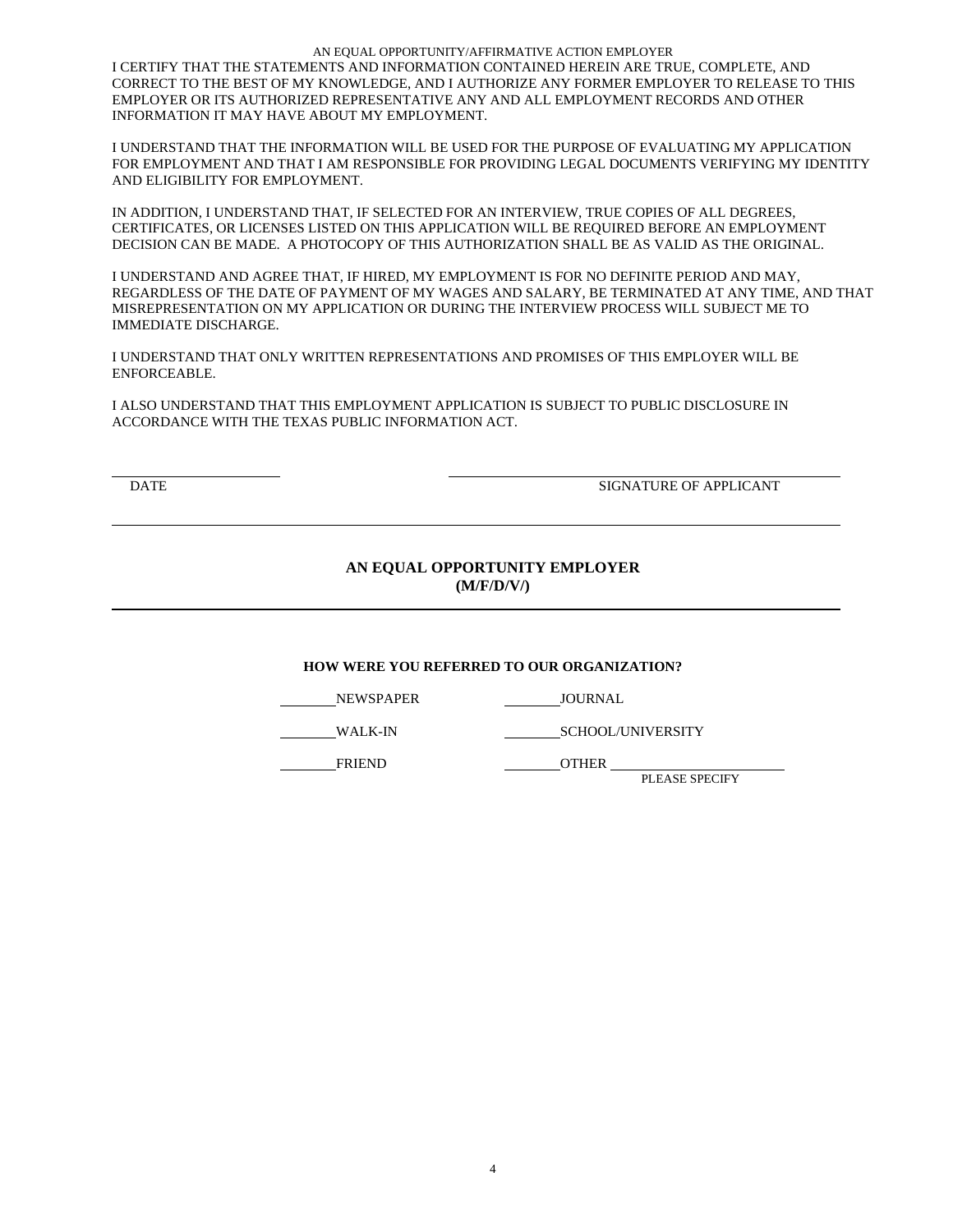AN EQUAL OPPORTUNITY/AFFIRMATIVE ACTION EMPLOYER

I CERTIFY THAT THE STATEMENTS AND INFORMATION CONTAINED HEREIN ARE TRUE, COMPLETE, AND CORRECT TO THE BEST OF MY KNOWLEDGE, AND I AUTHORIZE ANY FORMER EMPLOYER TO RELEASE TO THIS EMPLOYER OR ITS AUTHORIZED REPRESENTATIVE ANY AND ALL EMPLOYMENT RECORDS AND OTHER INFORMATION IT MAY HAVE ABOUT MY EMPLOYMENT.

I UNDERSTAND THAT THE INFORMATION WILL BE USED FOR THE PURPOSE OF EVALUATING MY APPLICATION FOR EMPLOYMENT AND THAT I AM RESPONSIBLE FOR PROVIDING LEGAL DOCUMENTS VERIFYING MY IDENTITY AND ELIGIBILITY FOR EMPLOYMENT.

IN ADDITION, I UNDERSTAND THAT, IF SELECTED FOR AN INTERVIEW, TRUE COPIES OF ALL DEGREES, CERTIFICATES, OR LICENSES LISTED ON THIS APPLICATION WILL BE REQUIRED BEFORE AN EMPLOYMENT DECISION CAN BE MADE. A PHOTOCOPY OF THIS AUTHORIZATION SHALL BE AS VALID AS THE ORIGINAL.

I UNDERSTAND AND AGREE THAT, IF HIRED, MY EMPLOYMENT IS FOR NO DEFINITE PERIOD AND MAY, REGARDLESS OF THE DATE OF PAYMENT OF MY WAGES AND SALARY, BE TERMINATED AT ANY TIME, AND THAT MISREPRESENTATION ON MY APPLICATION OR DURING THE INTERVIEW PROCESS WILL SUBJECT ME TO IMMEDIATE DISCHARGE.

I UNDERSTAND THAT ONLY WRITTEN REPRESENTATIONS AND PROMISES OF THIS EMPLOYER WILL BE ENFORCEABLE.

I ALSO UNDERSTAND THAT THIS EMPLOYMENT APPLICATION IS SUBJECT TO PUBLIC DISCLOSURE IN ACCORDANCE WITH THE TEXAS PUBLIC INFORMATION ACT.

\_\_\_\_\_\_\_\_\_\_\_\_\_\_\_\_\_\_\_\_ \_\_\_\_\_\_\_\_\_\_\_\_\_\_\_\_\_\_\_\_\_\_\_\_\_\_\_\_\_\_\_\_\_\_\_\_\_\_\_\_

DATE SIGNATURE OF APPLICANT

---

**AN EQUAL OPPORTUNITY EMPLOYER**
**(M/F/D/V/)**

---

**HOW WERE YOU REFERRED TO OUR ORGANIZATION?**

________NEWSPAPER ________JOURNAL

________WALK-IN ________SCHOOL/UNIVERSITY

________FRIEND ________OTHER ________________________
PLEASE SPECIFY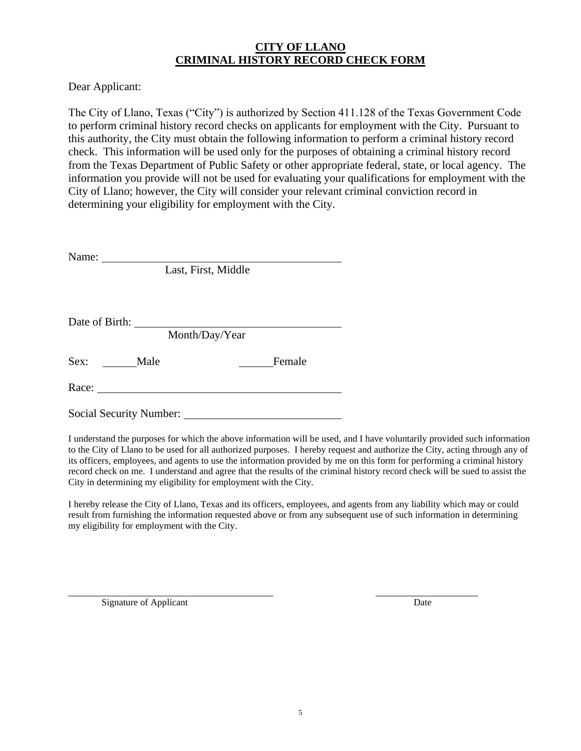# **CITY OF LLANO**
# **CRIMINAL HISTORY RECORD CHECK FORM**

Dear Applicant:

The City of Llano, Texas ("City") is authorized by Section 411.128 of the Texas Government Code to perform criminal history record checks on applicants for employment with the City. Pursuant to this authority, the City must obtain the following information to perform a criminal history record check. This information will be used only for the purposes of obtaining a criminal history record from the Texas Department of Public Safety or other appropriate federal, state, or local agency. The information you provide will not be used for evaluating your qualifications for employment with the City of Llano; however, the City will consider your relevant criminal conviction record in determining your eligibility for employment with the City.

Name: ________________________________________
Last, First, Middle

Date of Birth: ________________________________
Month/Day/Year

Sex: ______Male ______Female

Race: ________________________________________

Social Security Number: ________________________

I understand the purposes for which the above information will be used, and I have voluntarily provided such information to the City of Llano to be used for all authorized purposes. I hereby request and authorize the City, acting through any of its officers, employees, and agents to use the information provided by me on this form for performing a criminal history record check on me. I understand and agree that the results of the criminal history record check will be sued to assist the City in determining my eligibility for employment with the City.

I hereby release the City of Llano, Texas and its officers, employees, and agents from any liability which may or could result from furnishing the information requested above or from any subsequent use of such information in determining my eligibility for employment with the City.

________________________________________ ____________________
Signature of Applicant Date